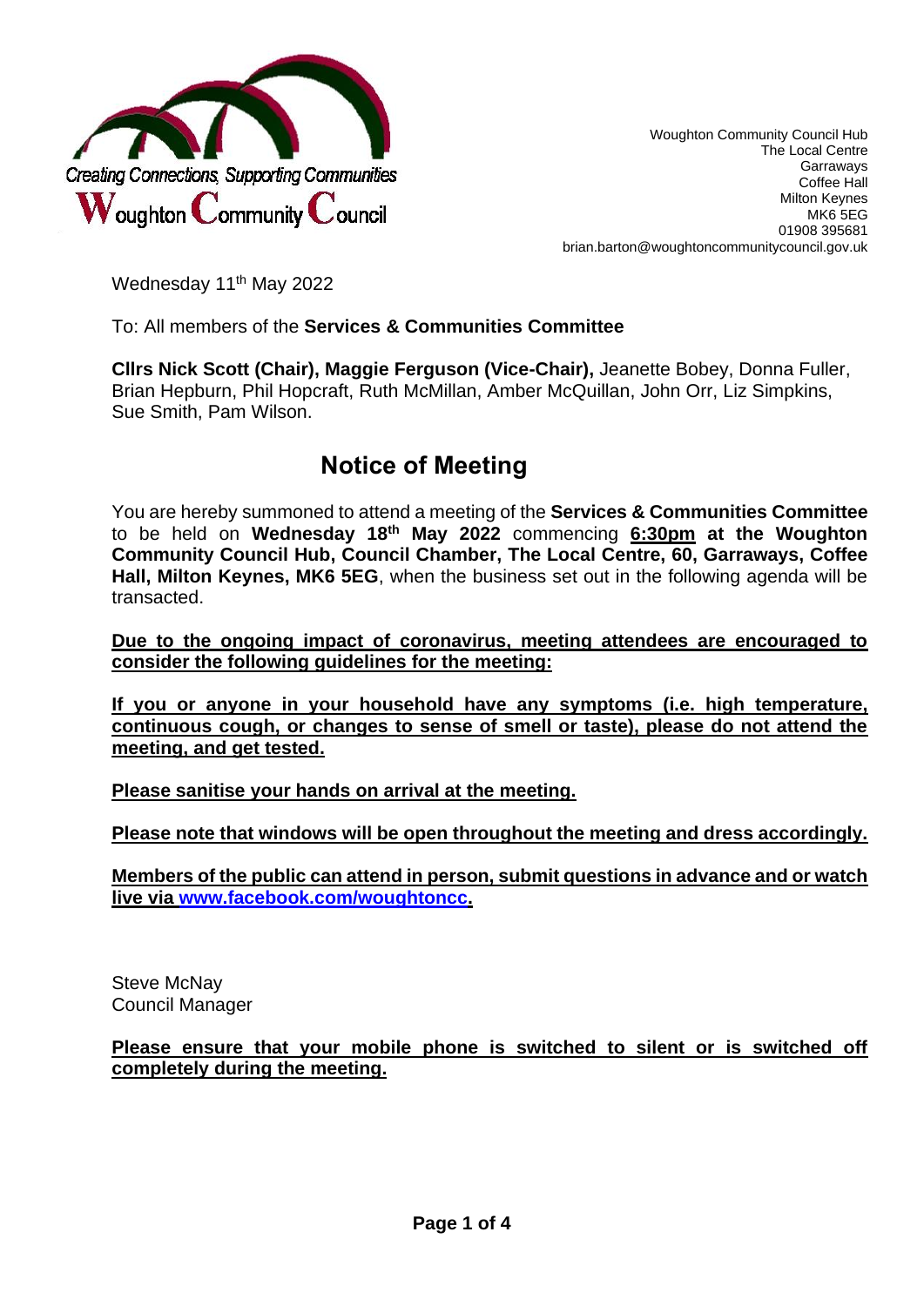Creating Connections, Supporting Communities

Woughton Community Council

Woughton Community Council Hub
The Local Centre
Garraways
Coffee Hall
Milton Keynes
MK6 5EG
01908 395681
brian.barton@woughtoncommunitycouncil.gov.uk

Wednesday 11th May 2022

To: All members of the **Services & Communities Committee**

**Cllrs Nick Scott (Chair), Maggie Ferguson (Vice-Chair),** Jeanette Bobey, Donna Fuller, Brian Hepburn, Phil Hopcraft, Ruth McMillan, Amber McQuillan, John Orr, Liz Simpkins, Sue Smith, Pam Wilson.

# Notice of Meeting

You are hereby summoned to attend a meeting of the **Services & Communities Committee** to be held on **Wednesday 18th May 2022** commencing **6:30pm at the Woughton Community Council Hub, Council Chamber, The Local Centre, 60, Garraways, Coffee Hall, Milton Keynes, MK6 5EG**, when the business set out in the following agenda will be transacted.

**Due to the ongoing impact of coronavirus, meeting attendees are encouraged to consider the following guidelines for the meeting:**

**If you or anyone in your household have any symptoms (i.e. high temperature, continuous cough, or changes to sense of smell or taste), please do not attend the meeting, and get tested.**

**Please sanitise your hands on arrival at the meeting.**

**Please note that windows will be open throughout the meeting and dress accordingly.**

**Members of the public can attend in person, submit questions in advance and or watch live via www.facebook.com/woughtoncc.**

Steve McNay
Council Manager

**Please ensure that your mobile phone is switched to silent or is switched off completely during the meeting.**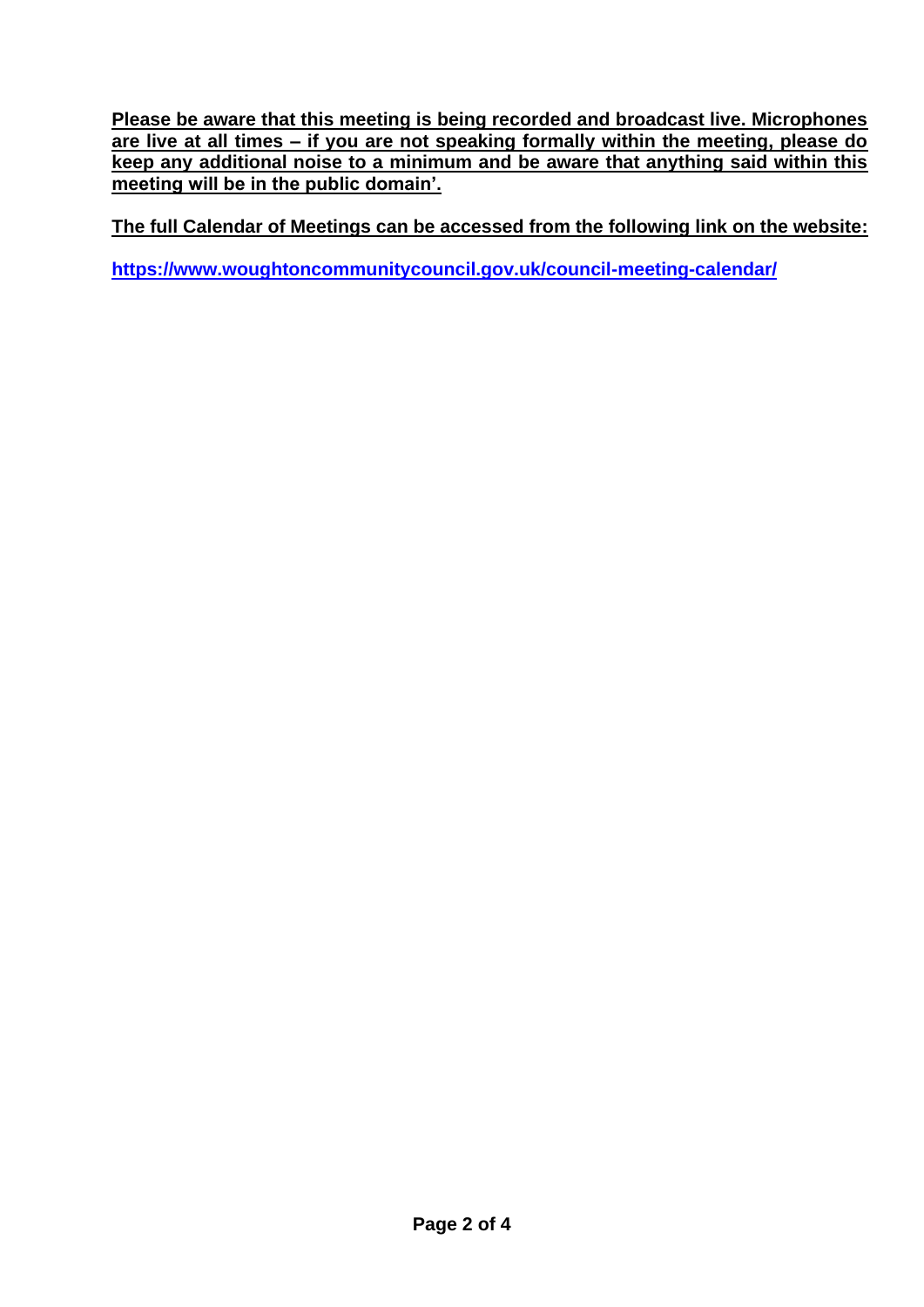**Please be aware that this meeting is being recorded and broadcast live. Microphones are live at all times – if you are not speaking formally within the meeting, please do keep any additional noise to a minimum and be aware that anything said within this meeting will be in the public domain'.**

**The full Calendar of Meetings can be accessed from the following link on the website:**

**https://www.woughtoncommunitycouncil.gov.uk/council-meeting-calendar/**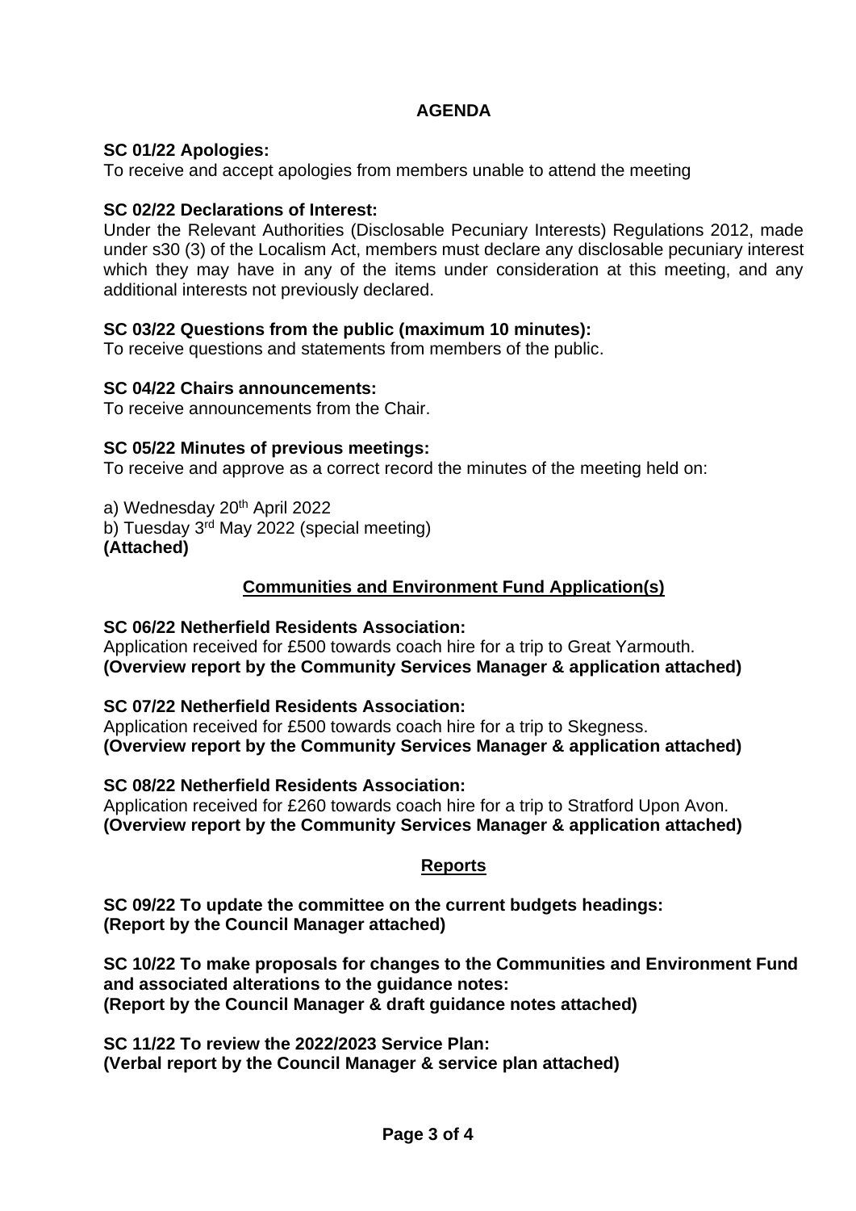# AGENDA

**SC 01/22 Apologies:**
To receive and accept apologies from members unable to attend the meeting

**SC 02/22 Declarations of Interest:**
Under the Relevant Authorities (Disclosable Pecuniary Interests) Regulations 2012, made under s30 (3) of the Localism Act, members must declare any disclosable pecuniary interest which they may have in any of the items under consideration at this meeting, and any additional interests not previously declared.

**SC 03/22 Questions from the public (maximum 10 minutes):**
To receive questions and statements from members of the public.

**SC 04/22 Chairs announcements:**
To receive announcements from the Chair.

**SC 05/22 Minutes of previous meetings:**
To receive and approve as a correct record the minutes of the meeting held on:

a) Wednesday 20th April 2022
b) Tuesday 3rd May 2022 (special meeting)
**(Attached)**

## Communities and Environment Fund Application(s)

**SC 06/22 Netherfield Residents Association:**
Application received for £500 towards coach hire for a trip to Great Yarmouth.
**(Overview report by the Community Services Manager & application attached)**

**SC 07/22 Netherfield Residents Association:**
Application received for £500 towards coach hire for a trip to Skegness.
**(Overview report by the Community Services Manager & application attached)**

**SC 08/22 Netherfield Residents Association:**
Application received for £260 towards coach hire for a trip to Stratford Upon Avon.
**(Overview report by the Community Services Manager & application attached)**

## Reports

**SC 09/22 To update the committee on the current budgets headings:**
**(Report by the Council Manager attached)**

**SC 10/22 To make proposals for changes to the Communities and Environment Fund and associated alterations to the guidance notes:**
**(Report by the Council Manager & draft guidance notes attached)**

**SC 11/22 To review the 2022/2023 Service Plan:**
**(Verbal report by the Council Manager & service plan attached)**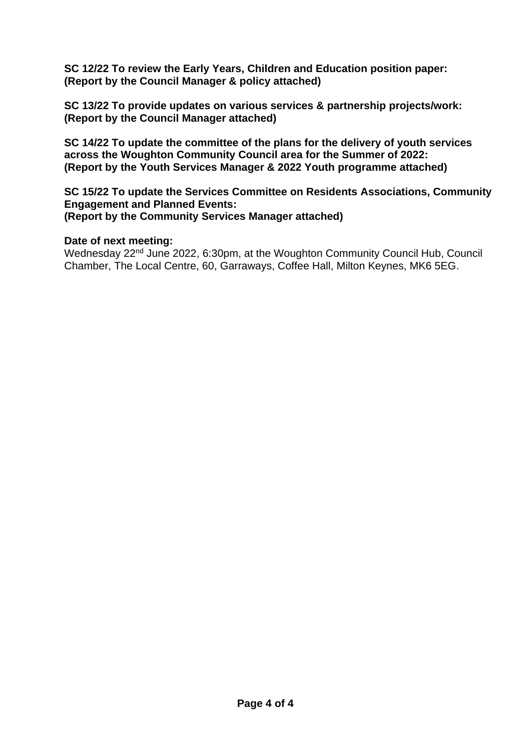**SC 12/22 To review the Early Years, Children and Education position paper:**
**(Report by the Council Manager & policy attached)**

**SC 13/22 To provide updates on various services & partnership projects/work:**
**(Report by the Council Manager attached)**

**SC 14/22 To update the committee of the plans for the delivery of youth services across the Woughton Community Council area for the Summer of 2022:**
**(Report by the Youth Services Manager & 2022 Youth programme attached)**

**SC 15/22 To update the Services Committee on Residents Associations, Community Engagement and Planned Events:**
**(Report by the Community Services Manager attached)**

**Date of next meeting:**
Wednesday 22nd June 2022, 6:30pm, at the Woughton Community Council Hub, Council Chamber, The Local Centre, 60, Garraways, Coffee Hall, Milton Keynes, MK6 5EG.